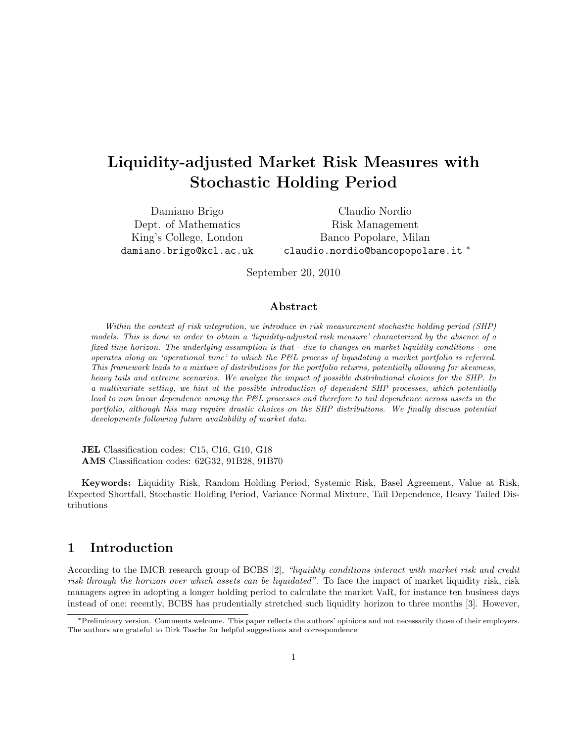# Liquidity-adjusted Market Risk Measures with Stochastic Holding Period

Damiano Brigo
Dept. of Mathematics
King's College, London
damiano.brigo@kcl.ac.uk

Claudio Nordio
Risk Management
Banco Popolare, Milan
claudio.nordio@bancopopolare.it *

September 20, 2010

## Abstract

*Within the context of risk integration, we introduce in risk measurement stochastic holding period (SHP) models. This is done in order to obtain a 'liquidity-adjusted risk measure' characterized by the absence of a fixed time horizon. The underlying assumption is that - due to changes on market liquidity conditions - one operates along an 'operational time' to which the P&L process of liquidating a market portfolio is referred. This framework leads to a mixture of distributions for the portfolio returns, potentially allowing for skewness, heavy tails and extreme scenarios. We analyze the impact of possible distributional choices for the SHP. In a multivariate setting, we hint at the possible introduction of dependent SHP processes, which potentially lead to non linear dependence among the P&L processes and therefore to tail dependence across assets in the portfolio, although this may require drastic choices on the SHP distributions. We finally discuss potential developments following future availability of market data.*

**JEL** Classification codes: C15, C16, G10, G18
**AMS** Classification codes: 62G32, 91B28, 91B70

**Keywords:** Liquidity Risk, Random Holding Period, Systemic Risk, Basel Agreement, Value at Risk, Expected Shortfall, Stochastic Holding Period, Variance Normal Mixture, Tail Dependence, Heavy Tailed Distributions

## 1 Introduction

According to the IMCR research group of BCBS [2], *"liquidity conditions interact with market risk and credit risk through the horizon over which assets can be liquidated"*. To face the impact of market liquidity risk, risk managers agree in adopting a longer holding period to calculate the market VaR, for instance ten business days instead of one; recently, BCBS has prudentially stretched such liquidity horizon to three months [3]. However,

*Preliminary version. Comments welcome. This paper reflects the authors' opinions and not necessarily those of their employers. The authors are grateful to Dirk Tasche for helpful suggestions and correspondence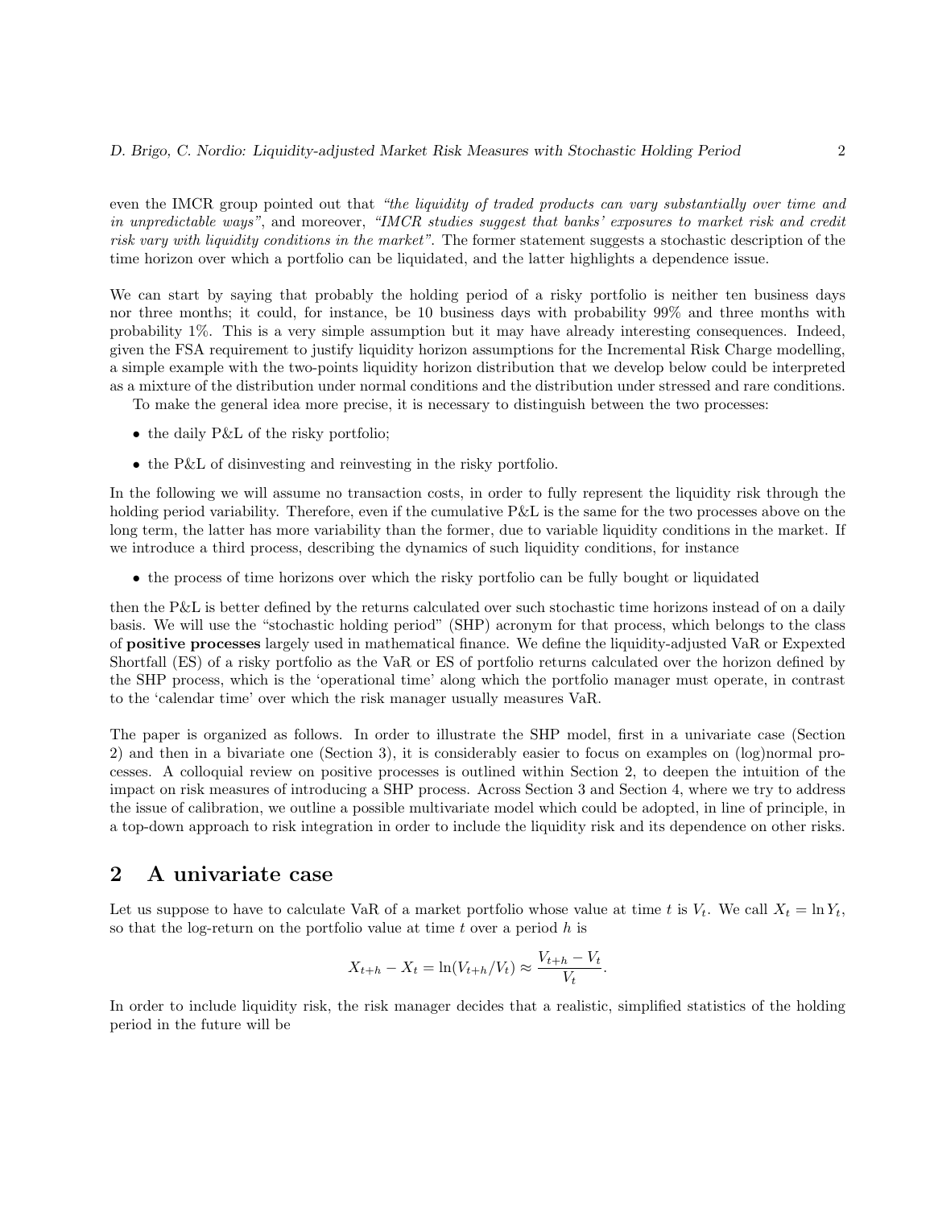even the IMCR group pointed out that *"the liquidity of traded products can vary substantially over time and in unpredictable ways"*, and moreover, *"IMCR studies suggest that banks' exposures to market risk and credit risk vary with liquidity conditions in the market"*. The former statement suggests a stochastic description of the time horizon over which a portfolio can be liquidated, and the latter highlights a dependence issue.

We can start by saying that probably the holding period of a risky portfolio is neither ten business days nor three months; it could, for instance, be 10 business days with probability 99% and three months with probability 1%. This is a very simple assumption but it may have already interesting consequences. Indeed, given the FSA requirement to justify liquidity horizon assumptions for the Incremental Risk Charge modelling, a simple example with the two-points liquidity horizon distribution that we develop below could be interpreted as a mixture of the distribution under normal conditions and the distribution under stressed and rare conditions.

To make the general idea more precise, it is necessary to distinguish between the two processes:

- the daily P&L of the risky portfolio;
- the P&L of disinvesting and reinvesting in the risky portfolio.

In the following we will assume no transaction costs, in order to fully represent the liquidity risk through the holding period variability. Therefore, even if the cumulative P&L is the same for the two processes above on the long term, the latter has more variability than the former, due to variable liquidity conditions in the market. If we introduce a third process, describing the dynamics of such liquidity conditions, for instance

- the process of time horizons over which the risky portfolio can be fully bought or liquidated

then the P&L is better defined by the returns calculated over such stochastic time horizons instead of on a daily basis. We will use the "stochastic holding period" (SHP) acronym for that process, which belongs to the class of **positive processes** largely used in mathematical finance. We define the liquidity-adjusted VaR or Expexted Shortfall (ES) of a risky portfolio as the VaR or ES of portfolio returns calculated over the horizon defined by the SHP process, which is the 'operational time' along which the portfolio manager must operate, in contrast to the 'calendar time' over which the risk manager usually measures VaR.

The paper is organized as follows. In order to illustrate the SHP model, first in a univariate case (Section 2) and then in a bivariate one (Section 3), it is considerably easier to focus on examples on (log)normal processes. A colloquial review on positive processes is outlined within Section 2, to deepen the intuition of the impact on risk measures of introducing a SHP process. Across Section 3 and Section 4, where we try to address the issue of calibration, we outline a possible multivariate model which could be adopted, in line of principle, in a top-down approach to risk integration in order to include the liquidity risk and its dependence on other risks.

## 2 A univariate case

Let us suppose to have to calculate VaR of a market portfolio whose value at time $t$ is $V_t$. We call $X_t = \ln Y_t$, so that the log-return on the portfolio value at time $t$ over a period $h$ is

$$X_{t+h} - X_t = \ln(V_{t+h}/V_t) \approx \frac{V_{t+h} - V_t}{V_t}.$$

In order to include liquidity risk, the risk manager decides that a realistic, simplified statistics of the holding period in the future will be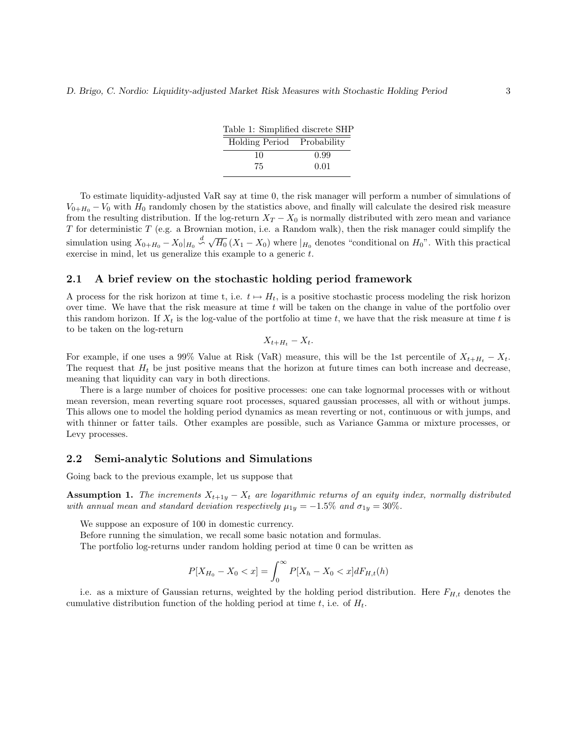Table 1: Simplified discrete SHP

| Holding Period | Probability |
|---|---|
| 10 | 0.99 |
| 75 | 0.01 |

To estimate liquidity-adjusted VaR say at time 0, the risk manager will perform a number of simulations of $V_{0+H_0} - V_0$ with $H_0$ randomly chosen by the statistics above, and finally will calculate the desired risk measure from the resulting distribution. If the log-return $X_T - X_0$ is normally distributed with zero mean and variance $T$ for deterministic $T$ (e.g. a Brownian motion, i.e. a Random walk), then the risk manager could simplify the simulation using $X_{0+H_0} - X_0|_{H_0} \overset{d}{\backsim} \sqrt{H_0}\,(X_1 - X_0)$ where $|_{H_0}$ denotes "conditional on $H_0$". With this practical exercise in mind, let us generalize this example to a generic $t$.

## 2.1 A brief review on the stochastic holding period framework

A process for the risk horizon at time t, i.e. $t \mapsto H_t$, is a positive stochastic process modeling the risk horizon over time. We have that the risk measure at time $t$ will be taken on the change in value of the portfolio over this random horizon. If $X_t$ is the log-value of the portfolio at time $t$, we have that the risk measure at time $t$ is to be taken on the log-return

$$X_{t+H_t} - X_t.$$

For example, if one uses a 99% Value at Risk (VaR) measure, this will be the 1st percentile of $X_{t+H_t} - X_t$. The request that $H_t$ be just positive means that the horizon at future times can both increase and decrease, meaning that liquidity can vary in both directions.

There is a large number of choices for positive processes: one can take lognormal processes with or without mean reversion, mean reverting square root processes, squared gaussian processes, all with or without jumps. This allows one to model the holding period dynamics as mean reverting or not, continuous or with jumps, and with thinner or fatter tails. Other examples are possible, such as Variance Gamma or mixture processes, or Levy processes.

## 2.2 Semi-analytic Solutions and Simulations

Going back to the previous example, let us suppose that

**Assumption 1.** *The increments $X_{t+1y} - X_t$ are logarithmic returns of an equity index, normally distributed with annual mean and standard deviation respectively $\mu_{1y} = -1.5\%$ and $\sigma_{1y} = 30\%$.*

We suppose an exposure of 100 in domestic currency.

Before running the simulation, we recall some basic notation and formulas.

The portfolio log-returns under random holding period at time 0 can be written as

$$P[X_{H_0} - X_0 < x] = \int_0^\infty P[X_h - X_0 < x] dF_{H,t}(h)$$

i.e. as a mixture of Gaussian returns, weighted by the holding period distribution. Here $F_{H,t}$ denotes the cumulative distribution function of the holding period at time $t$, i.e. of $H_t$.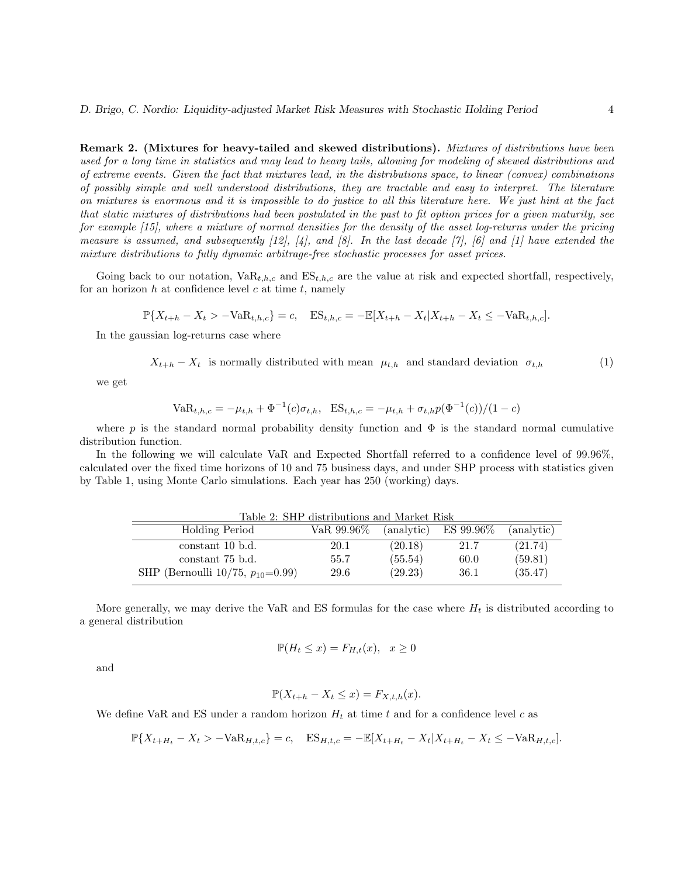**Remark 2. (Mixtures for heavy-tailed and skewed distributions).** *Mixtures of distributions have been used for a long time in statistics and may lead to heavy tails, allowing for modeling of skewed distributions and of extreme events. Given the fact that mixtures lead, in the distributions space, to linear (convex) combinations of possibly simple and well understood distributions, they are tractable and easy to interpret. The literature on mixtures is enormous and it is impossible to do justice to all this literature here. We just hint at the fact that static mixtures of distributions had been postulated in the past to fit option prices for a given maturity, see for example [15], where a mixture of normal densities for the density of the asset log-returns under the pricing measure is assumed, and subsequently [12], [4], and [8]. In the last decade [7], [6] and [1] have extended the mixture distributions to fully dynamic arbitrage-free stochastic processes for asset prices.*

Going back to our notation, $\text{VaR}_{t,h,c}$ and $\text{ES}_{t,h,c}$ are the value at risk and expected shortfall, respectively, for an horizon $h$ at confidence level $c$ at time $t$, namely

$$\mathbb{P}\{X_{t+h} - X_t > -\text{VaR}_{t,h,c}\} = c, \quad \text{ES}_{t,h,c} = -\mathbb{E}[X_{t+h} - X_t | X_{t+h} - X_t \leq -\text{VaR}_{t,h,c}].$$

In the gaussian log-returns case where

$$X_{t+h} - X_t \ \text{ is normally distributed with mean } \ \mu_{t,h} \ \text{ and standard deviation } \ \sigma_{t,h} \tag{1}$$

we get

$$\text{VaR}_{t,h,c} = -\mu_{t,h} + \Phi^{-1}(c)\sigma_{t,h}, \quad \text{ES}_{t,h,c} = -\mu_{t,h} + \sigma_{t,h} p(\Phi^{-1}(c))/(1-c)$$

where $p$ is the standard normal probability density function and $\Phi$ is the standard normal cumulative distribution function.

In the following we will calculate VaR and Expected Shortfall referred to a confidence level of 99.96%, calculated over the fixed time horizons of 10 and 75 business days, and under SHP process with statistics given by Table 1, using Monte Carlo simulations. Each year has 250 (working) days.

Table 2: SHP distributions and Market Risk

| Holding Period | VaR 99.96% | (analytic) | ES 99.96% | (analytic) |
|---|---|---|---|---|
| constant 10 b.d. | 20.1 | (20.18) | 21.7 | (21.74) |
| constant 75 b.d. | 55.7 | (55.54) | 60.0 | (59.81) |
| SHP (Bernoulli 10/75, $p_{10}$=0.99) | 29.6 | (29.23) | 36.1 | (35.47) |

More generally, we may derive the VaR and ES formulas for the case where $H_t$ is distributed according to a general distribution

$$\mathbb{P}(H_t \leq x) = F_{H,t}(x), \quad x \geq 0$$

and

$$\mathbb{P}(X_{t+h} - X_t \leq x) = F_{X,t,h}(x).$$

We define VaR and ES under a random horizon $H_t$ at time $t$ and for a confidence level $c$ as

$$\mathbb{P}\{X_{t+H_t} - X_t > -\text{VaR}_{H,t,c}\} = c, \quad \text{ES}_{H,t,c} = -\mathbb{E}[X_{t+H_t} - X_t | X_{t+H_t} - X_t \leq -\text{VaR}_{H,t,c}].$$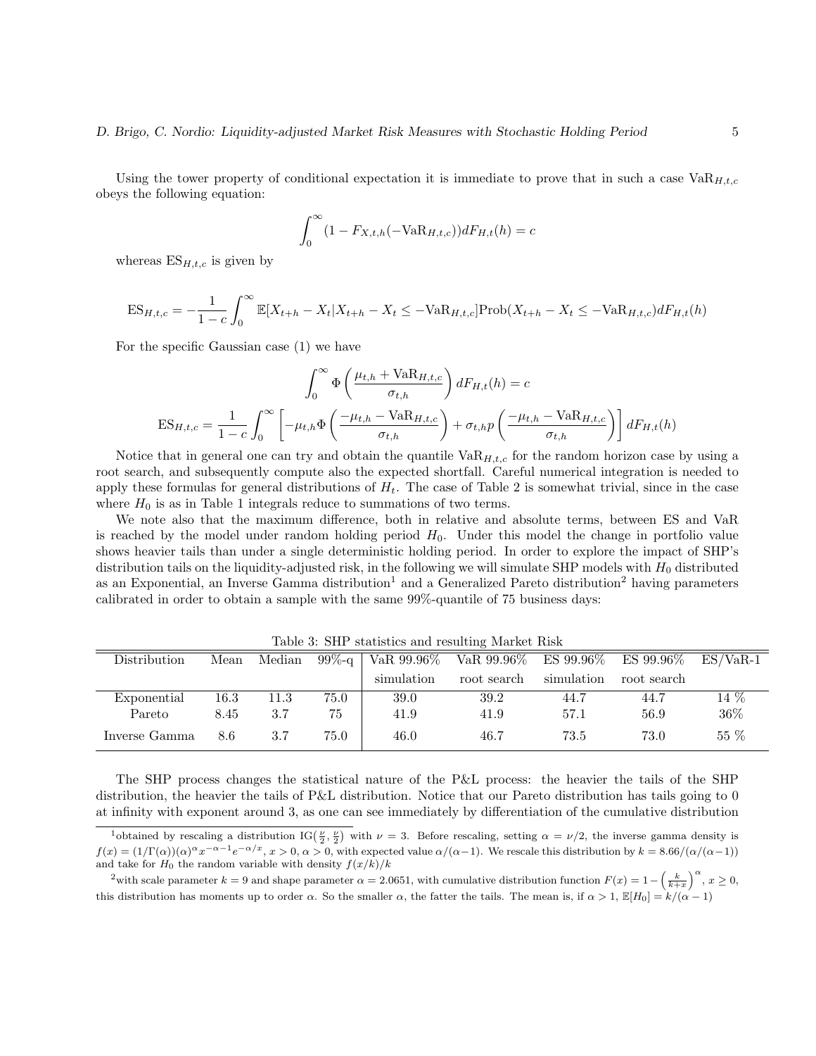Using the tower property of conditional expectation it is immediate to prove that in such a case $\mathrm{VaR}_{H,t,c}$ obeys the following equation:

$$\int_0^\infty (1 - F_{X,t,h}(-\mathrm{VaR}_{H,t,c}))dF_{H,t}(h) = c$$

whereas $\mathrm{ES}_{H,t,c}$ is given by

$$\mathrm{ES}_{H,t,c} = -\frac{1}{1-c}\int_0^\infty \mathbb{E}[X_{t+h} - X_t | X_{t+h} - X_t \leq -\mathrm{VaR}_{H,t,c}]\mathrm{Prob}(X_{t+h} - X_t \leq -\mathrm{VaR}_{H,t,c})dF_{H,t}(h)$$

For the specific Gaussian case (1) we have

$$\int_0^\infty \Phi\left(\frac{\mu_{t,h} + \mathrm{VaR}_{H,t,c}}{\sigma_{t,h}}\right) dF_{H,t}(h) = c$$

$$\mathrm{ES}_{H,t,c} = \frac{1}{1-c}\int_0^\infty \left[-\mu_{t,h}\Phi\left(\frac{-\mu_{t,h} - \mathrm{VaR}_{H,t,c}}{\sigma_{t,h}}\right) + \sigma_{t,h} p\left(\frac{-\mu_{t,h} - \mathrm{VaR}_{H,t,c}}{\sigma_{t,h}}\right)\right] dF_{H,t}(h)$$

Notice that in general one can try and obtain the quantile $\mathrm{VaR}_{H,t,c}$ for the random horizon case by using a root search, and subsequently compute also the expected shortfall. Careful numerical integration is needed to apply these formulas for general distributions of $H_t$. The case of Table 2 is somewhat trivial, since in the case where $H_0$ is as in Table 1 integrals reduce to summations of two terms.

We note also that the maximum difference, both in relative and absolute terms, between ES and VaR is reached by the model under random holding period $H_0$. Under this model the change in portfolio value shows heavier tails than under a single deterministic holding period. In order to explore the impact of SHP's distribution tails on the liquidity-adjusted risk, in the following we will simulate SHP models with $H_0$ distributed as an Exponential, an Inverse Gamma distribution[1] and a Generalized Pareto distribution[2] having parameters calibrated in order to obtain a sample with the same 99%-quantile of 75 business days:

Table 3: SHP statistics and resulting Market Risk

| Distribution | Mean | Median | 99%-q | VaR 99.96% simulation | VaR 99.96% root search | ES 99.96% simulation | ES 99.96% root search | ES/VaR-1 |
|---|---|---|---|---|---|---|---|---|
| Exponential | 16.3 | 11.3 | 75.0 | 39.0 | 39.2 | 44.7 | 44.7 | 14 % |
| Pareto | 8.45 | 3.7 | 75 | 41.9 | 41.9 | 57.1 | 56.9 | 36% |
| Inverse Gamma | 8.6 | 3.7 | 75.0 | 46.0 | 46.7 | 73.5 | 73.0 | 55 % |

The SHP process changes the statistical nature of the P&L process: the heavier the tails of the SHP distribution, the heavier the tails of P&L distribution. Notice that our Pareto distribution has tails going to 0 at infinity with exponent around 3, as one can see immediately by differentiation of the cumulative distribution

[1] obtained by rescaling a distribution $\mathrm{IG}(\frac{\nu}{2}, \frac{\nu}{2})$ with $\nu = 3$. Before rescaling, setting $\alpha = \nu/2$, the inverse gamma density is $f(x) = (1/\Gamma(\alpha))(\alpha)^\alpha x^{-\alpha-1}e^{-\alpha/x}$, $x > 0$, $\alpha > 0$, with expected value $\alpha/(\alpha-1)$. We rescale this distribution by $k = 8.66/(\alpha/(\alpha-1))$ and take for $H_0$ the random variable with density $f(x/k)/k$

[2] with scale parameter $k = 9$ and shape parameter $\alpha = 2.0651$, with cumulative distribution function $F(x) = 1 - \left(\frac{k}{k+x}\right)^\alpha$, $x \geq 0$, this distribution has moments up to order $\alpha$. So the smaller $\alpha$, the fatter the tails. The mean is, if $\alpha > 1$, $\mathbb{E}[H_0] = k/(\alpha - 1)$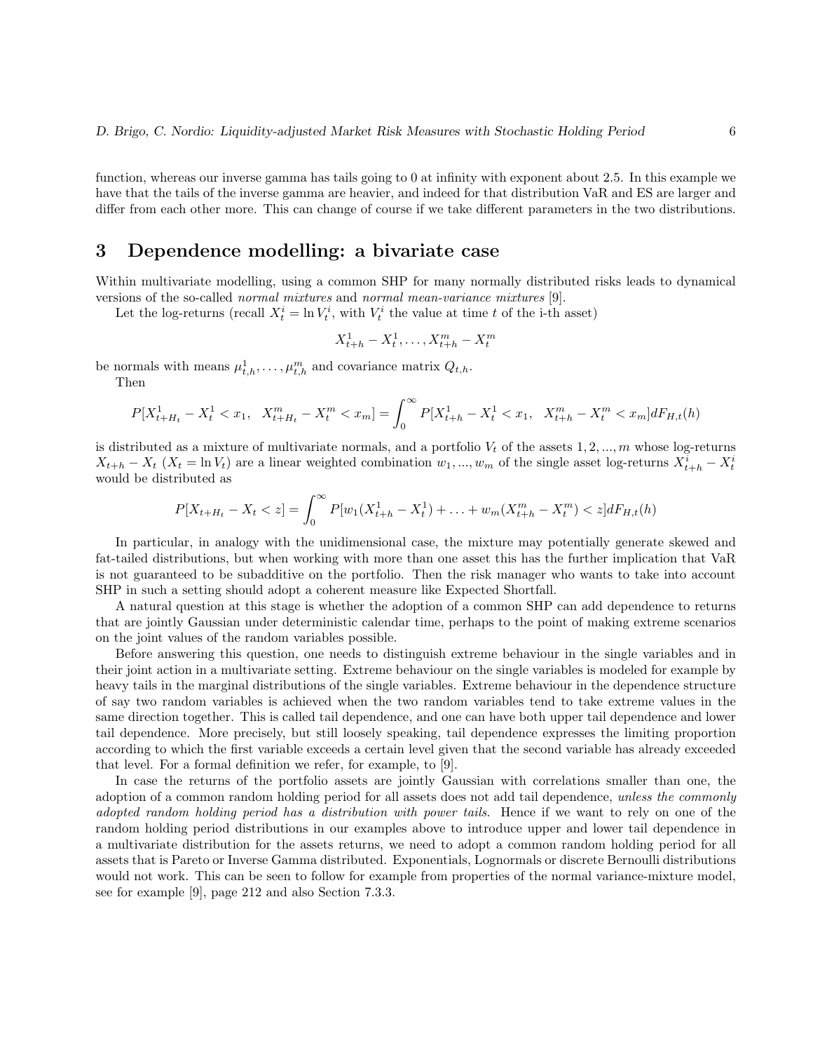function, whereas our inverse gamma has tails going to 0 at infinity with exponent about 2.5. In this example we have that the tails of the inverse gamma are heavier, and indeed for that distribution VaR and ES are larger and differ from each other more. This can change of course if we take different parameters in the two distributions.

# 3 Dependence modelling: a bivariate case

Within multivariate modelling, using a common SHP for many normally distributed risks leads to dynamical versions of the so-called *normal mixtures* and *normal mean-variance mixtures* [9].

Let the log-returns (recall $X_t^i = \ln V_t^i$, with $V_t^i$ the value at time $t$ of the i-th asset)

$$X_{t+h}^1 - X_t^1, \ldots, X_{t+h}^m - X_t^m$$

be normals with means $\mu_{t,h}^1, \ldots, \mu_{t,h}^m$ and covariance matrix $Q_{t,h}$.

Then

$$P[X_{t+H_t}^1 - X_t^1 < x_1, \quad X_{t+H_t}^m - X_t^m < x_m] = \int_0^\infty P[X_{t+h}^1 - X_t^1 < x_1, \quad X_{t+h}^m - X_t^m < x_m] dF_{H,t}(h)$$

is distributed as a mixture of multivariate normals, and a portfolio $V_t$ of the assets $1, 2, ..., m$ whose log-returns $X_{t+h} - X_t$ ($X_t = \ln V_t$) are a linear weighted combination $w_1, ..., w_m$ of the single asset log-returns $X_{t+h}^i - X_t^i$ would be distributed as

$$P[X_{t+H_t} - X_t < z] = \int_0^\infty P[w_1(X_{t+h}^1 - X_t^1) + \ldots + w_m(X_{t+h}^m - X_t^m) < z] dF_{H,t}(h)$$

In particular, in analogy with the unidimensional case, the mixture may potentially generate skewed and fat-tailed distributions, but when working with more than one asset this has the further implication that VaR is not guaranteed to be subadditive on the portfolio. Then the risk manager who wants to take into account SHP in such a setting should adopt a coherent measure like Expected Shortfall.

A natural question at this stage is whether the adoption of a common SHP can add dependence to returns that are jointly Gaussian under deterministic calendar time, perhaps to the point of making extreme scenarios on the joint values of the random variables possible.

Before answering this question, one needs to distinguish extreme behaviour in the single variables and in their joint action in a multivariate setting. Extreme behaviour on the single variables is modeled for example by heavy tails in the marginal distributions of the single variables. Extreme behaviour in the dependence structure of say two random variables is achieved when the two random variables tend to take extreme values in the same direction together. This is called tail dependence, and one can have both upper tail dependence and lower tail dependence. More precisely, but still loosely speaking, tail dependence expresses the limiting proportion according to which the first variable exceeds a certain level given that the second variable has already exceeded that level. For a formal definition we refer, for example, to [9].

In case the returns of the portfolio assets are jointly Gaussian with correlations smaller than one, the adoption of a common random holding period for all assets does not add tail dependence, *unless the commonly adopted random holding period has a distribution with power tails*. Hence if we want to rely on one of the random holding period distributions in our examples above to introduce upper and lower tail dependence in a multivariate distribution for the assets returns, we need to adopt a common random holding period for all assets that is Pareto or Inverse Gamma distributed. Exponentials, Lognormals or discrete Bernoulli distributions would not work. This can be seen to follow for example from properties of the normal variance-mixture model, see for example [9], page 212 and also Section 7.3.3.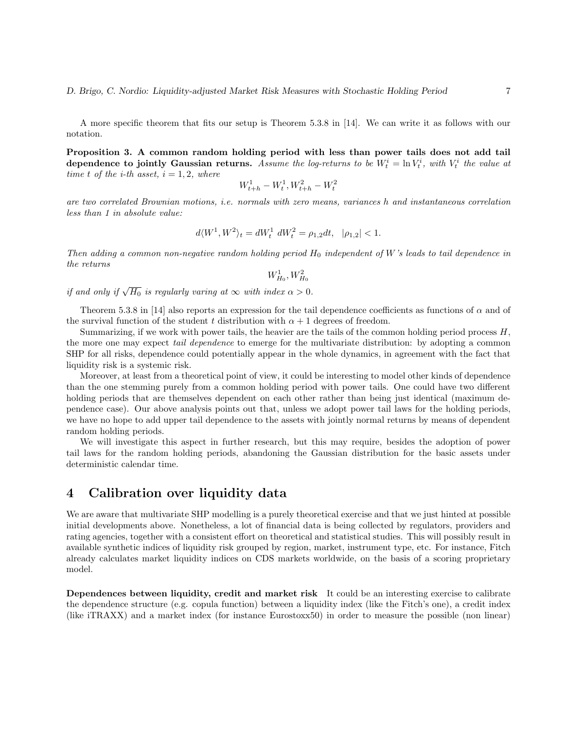A more specific theorem that fits our setup is Theorem 5.3.8 in [14]. We can write it as follows with our notation.

**Proposition 3. A common random holding period with less than power tails does not add tail dependence to jointly Gaussian returns.** *Assume the log-returns to be $W_t^i = \ln V_t^i$, with $V_t^i$ the value at time $t$ of the i-th asset, $i = 1, 2$, where*

$$W_{t+h}^1 - W_t^1, W_{t+h}^2 - W_t^2$$

*are two correlated Brownian motions, i.e. normals with zero means, variances $h$ and instantaneous correlation less than 1 in absolute value:*

$$d\langle W^1, W^2 \rangle_t = dW_t^1 \; dW_t^2 = \rho_{1,2} dt, \quad |\rho_{1,2}| < 1.$$

*Then adding a common non-negative random holding period $H_0$ independent of $W$'s leads to tail dependence in the returns*

$$W_{H_0}^1, W_{H_0}^2$$

*if and only if $\sqrt{H_0}$ is regularly varing at $\infty$ with index $\alpha > 0$.*

Theorem 5.3.8 in [14] also reports an expression for the tail dependence coefficients as functions of $\alpha$ and of the survival function of the student $t$ distribution with $\alpha + 1$ degrees of freedom.

Summarizing, if we work with power tails, the heavier are the tails of the common holding period process $H$, the more one may expect *tail dependence* to emerge for the multivariate distribution: by adopting a common SHP for all risks, dependence could potentially appear in the whole dynamics, in agreement with the fact that liquidity risk is a systemic risk.

Moreover, at least from a theoretical point of view, it could be interesting to model other kinds of dependence than the one stemming purely from a common holding period with power tails. One could have two different holding periods that are themselves dependent on each other rather than being just identical (maximum dependence case). Our above analysis points out that, unless we adopt power tail laws for the holding periods, we have no hope to add upper tail dependence to the assets with jointly normal returns by means of dependent random holding periods.

We will investigate this aspect in further research, but this may require, besides the adoption of power tail laws for the random holding periods, abandoning the Gaussian distribution for the basic assets under deterministic calendar time.

# 4 Calibration over liquidity data

We are aware that multivariate SHP modelling is a purely theoretical exercise and that we just hinted at possible initial developments above. Nonetheless, a lot of financial data is being collected by regulators, providers and rating agencies, together with a consistent effort on theoretical and statistical studies. This will possibly result in available synthetic indices of liquidity risk grouped by region, market, instrument type, etc. For instance, Fitch already calculates market liquidity indices on CDS markets worldwide, on the basis of a scoring proprietary model.

**Dependences between liquidity, credit and market risk** It could be an interesting exercise to calibrate the dependence structure (e.g. copula function) between a liquidity index (like the Fitch's one), a credit index (like iTRAXX) and a market index (for instance Eurostoxx50) in order to measure the possible (non linear)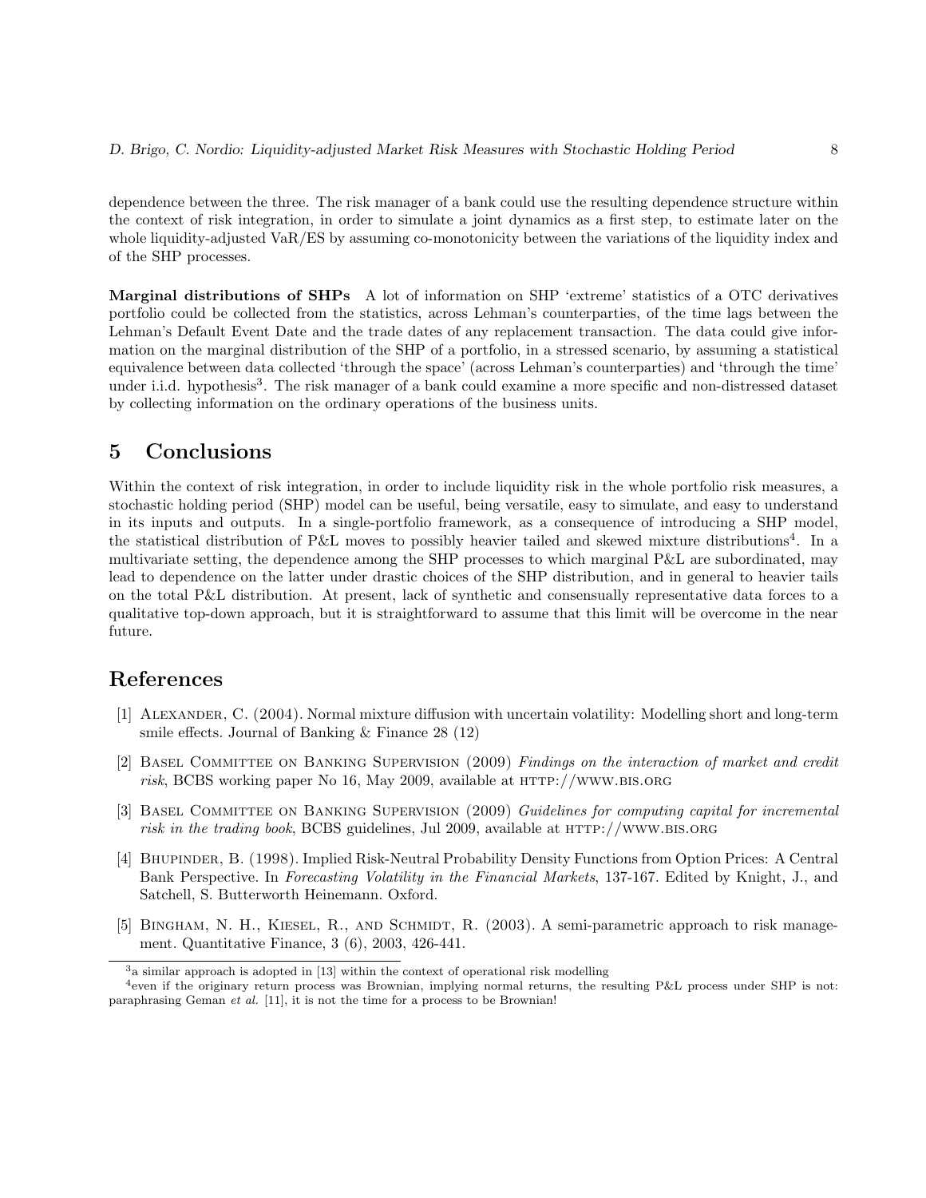dependence between the three. The risk manager of a bank could use the resulting dependence structure within the context of risk integration, in order to simulate a joint dynamics as a first step, to estimate later on the whole liquidity-adjusted VaR/ES by assuming co-monotonicity between the variations of the liquidity index and of the SHP processes.

**Marginal distributions of SHPs** A lot of information on SHP 'extreme' statistics of a OTC derivatives portfolio could be collected from the statistics, across Lehman's counterparties, of the time lags between the Lehman's Default Event Date and the trade dates of any replacement transaction. The data could give information on the marginal distribution of the SHP of a portfolio, in a stressed scenario, by assuming a statistical equivalence between data collected 'through the space' (across Lehman's counterparties) and 'through the time' under i.i.d. hypothesis[3]. The risk manager of a bank could examine a more specific and non-distressed dataset by collecting information on the ordinary operations of the business units.

# 5 Conclusions

Within the context of risk integration, in order to include liquidity risk in the whole portfolio risk measures, a stochastic holding period (SHP) model can be useful, being versatile, easy to simulate, and easy to understand in its inputs and outputs. In a single-portfolio framework, as a consequence of introducing a SHP model, the statistical distribution of P&L moves to possibly heavier tailed and skewed mixture distributions[4]. In a multivariate setting, the dependence among the SHP processes to which marginal P&L are subordinated, may lead to dependence on the latter under drastic choices of the SHP distribution, and in general to heavier tails on the total P&L distribution. At present, lack of synthetic and consensually representative data forces to a qualitative top-down approach, but it is straightforward to assume that this limit will be overcome in the near future.

# References

[1] Alexander, C. (2004). Normal mixture diffusion with uncertain volatility: Modelling short and long-term smile effects. Journal of Banking & Finance 28 (12)

[2] Basel Committee on Banking Supervision (2009) *Findings on the interaction of market and credit risk*, BCBS working paper No 16, May 2009, available at http://www.bis.org

[3] Basel Committee on Banking Supervision (2009) *Guidelines for computing capital for incremental risk in the trading book*, BCBS guidelines, Jul 2009, available at http://www.bis.org

[4] Bhupinder, B. (1998). Implied Risk-Neutral Probability Density Functions from Option Prices: A Central Bank Perspective. In *Forecasting Volatility in the Financial Markets*, 137-167. Edited by Knight, J., and Satchell, S. Butterworth Heinemann. Oxford.

[5] Bingham, N. H., Kiesel, R., and Schmidt, R. (2003). A semi-parametric approach to risk management. Quantitative Finance, 3 (6), 2003, 426-441.

---

[3] a similar approach is adopted in [13] within the context of operational risk modelling

[4] even if the originary return process was Brownian, implying normal returns, the resulting P&L process under SHP is not: paraphrasing Geman *et al.* [11], it is not the time for a process to be Brownian!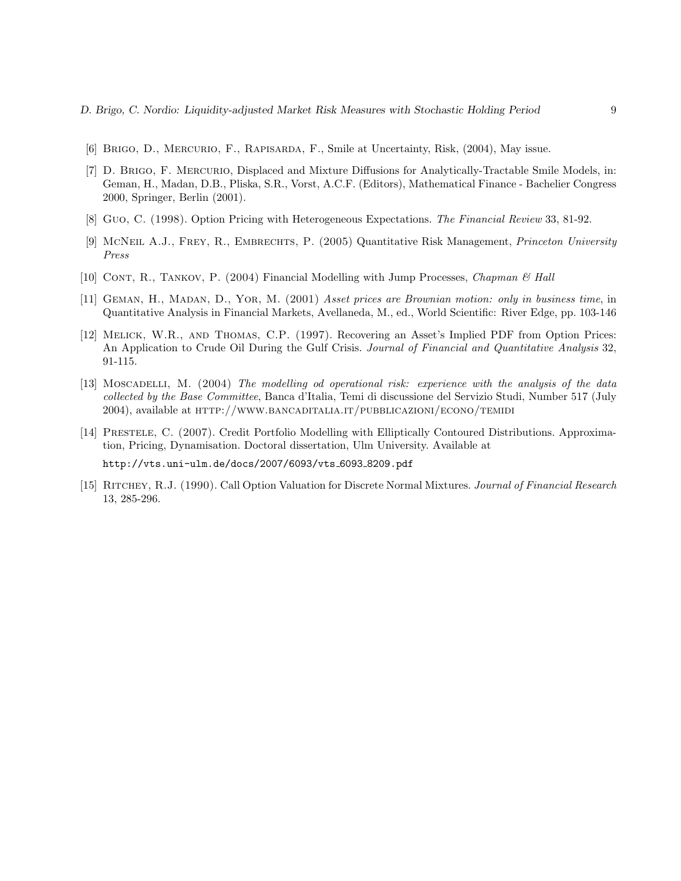[6] Brigo, D., Mercurio, F., Rapisarda, F., Smile at Uncertainty, Risk, (2004), May issue.

[7] D. Brigo, F. Mercurio, Displaced and Mixture Diffusions for Analytically-Tractable Smile Models, in: Geman, H., Madan, D.B., Pliska, S.R., Vorst, A.C.F. (Editors), Mathematical Finance - Bachelier Congress 2000, Springer, Berlin (2001).

[8] Guo, C. (1998). Option Pricing with Heterogeneous Expectations. *The Financial Review* 33, 81-92.

[9] McNeil A.J., Frey, R., Embrechts, P. (2005) Quantitative Risk Management, *Princeton University Press*

[10] Cont, R., Tankov, P. (2004) Financial Modelling with Jump Processes, *Chapman & Hall*

[11] Geman, H., Madan, D., Yor, M. (2001) *Asset prices are Brownian motion: only in business time*, in Quantitative Analysis in Financial Markets, Avellaneda, M., ed., World Scientific: River Edge, pp. 103-146

[12] Melick, W.R., and Thomas, C.P. (1997). Recovering an Asset's Implied PDF from Option Prices: An Application to Crude Oil During the Gulf Crisis. *Journal of Financial and Quantitative Analysis* 32, 91-115.

[13] Moscadelli, M. (2004) *The modelling od operational risk: experience with the analysis of the data collected by the Base Committee*, Banca d'Italia, Temi di discussione del Servizio Studi, Number 517 (July 2004), available at http://www.bancaditalia.it/pubblicazioni/econo/temidi

[14] Prestele, C. (2007). Credit Portfolio Modelling with Elliptically Contoured Distributions. Approximation, Pricing, Dynamisation. Doctoral dissertation, Ulm University. Available at

http://vts.uni-ulm.de/docs/2007/6093/vts_6093_8209.pdf

[15] Ritchey, R.J. (1990). Call Option Valuation for Discrete Normal Mixtures. *Journal of Financial Research* 13, 285-296.